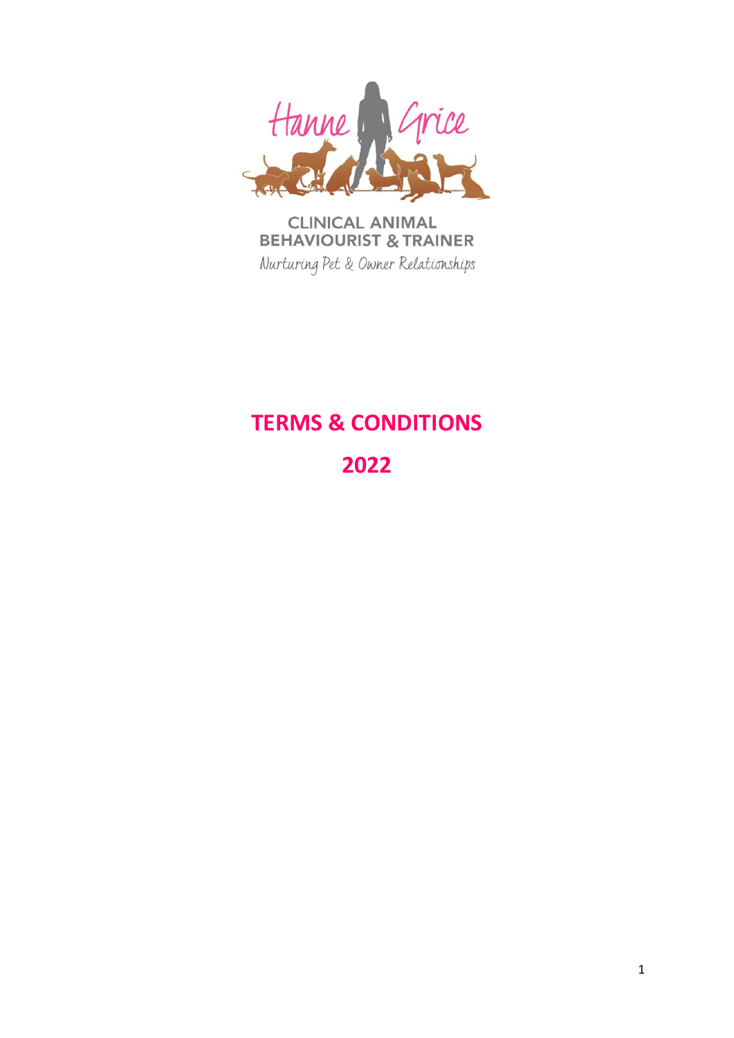Hanne Grice

CLINICAL ANIMAL BEHAVIOURIST & TRAINER

*Nurturing Pet & Owner Relationships*

# TERMS & CONDITIONS

# 2022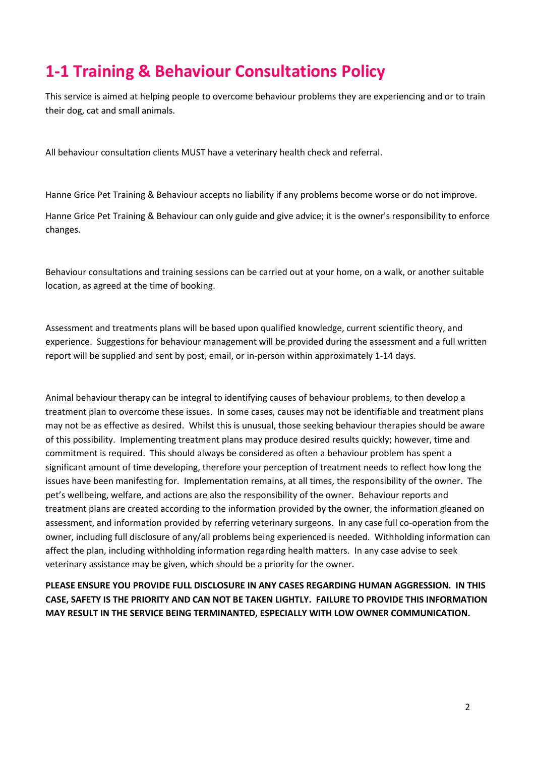# 1-1 Training & Behaviour Consultations Policy

This service is aimed at helping people to overcome behaviour problems they are experiencing and or to train their dog, cat and small animals.

All behaviour consultation clients MUST have a veterinary health check and referral.

Hanne Grice Pet Training & Behaviour accepts no liability if any problems become worse or do not improve.

Hanne Grice Pet Training & Behaviour can only guide and give advice; it is the owner's responsibility to enforce changes.

Behaviour consultations and training sessions can be carried out at your home, on a walk, or another suitable location, as agreed at the time of booking.

Assessment and treatments plans will be based upon qualified knowledge, current scientific theory, and experience. Suggestions for behaviour management will be provided during the assessment and a full written report will be supplied and sent by post, email, or in-person within approximately 1-14 days.

Animal behaviour therapy can be integral to identifying causes of behaviour problems, to then develop a treatment plan to overcome these issues. In some cases, causes may not be identifiable and treatment plans may not be as effective as desired. Whilst this is unusual, those seeking behaviour therapies should be aware of this possibility. Implementing treatment plans may produce desired results quickly; however, time and commitment is required. This should always be considered as often a behaviour problem has spent a significant amount of time developing, therefore your perception of treatment needs to reflect how long the issues have been manifesting for. Implementation remains, at all times, the responsibility of the owner. The pet's wellbeing, welfare, and actions are also the responsibility of the owner. Behaviour reports and treatment plans are created according to the information provided by the owner, the information gleaned on assessment, and information provided by referring veterinary surgeons. In any case full co-operation from the owner, including full disclosure of any/all problems being experienced is needed. Withholding information can affect the plan, including withholding information regarding health matters. In any case advise to seek veterinary assistance may be given, which should be a priority for the owner.

**PLEASE ENSURE YOU PROVIDE FULL DISCLOSURE IN ANY CASES REGARDING HUMAN AGGRESSION. IN THIS CASE, SAFETY IS THE PRIORITY AND CAN NOT BE TAKEN LIGHTLY. FAILURE TO PROVIDE THIS INFORMATION MAY RESULT IN THE SERVICE BEING TERMINANTED, ESPECIALLY WITH LOW OWNER COMMUNICATION.**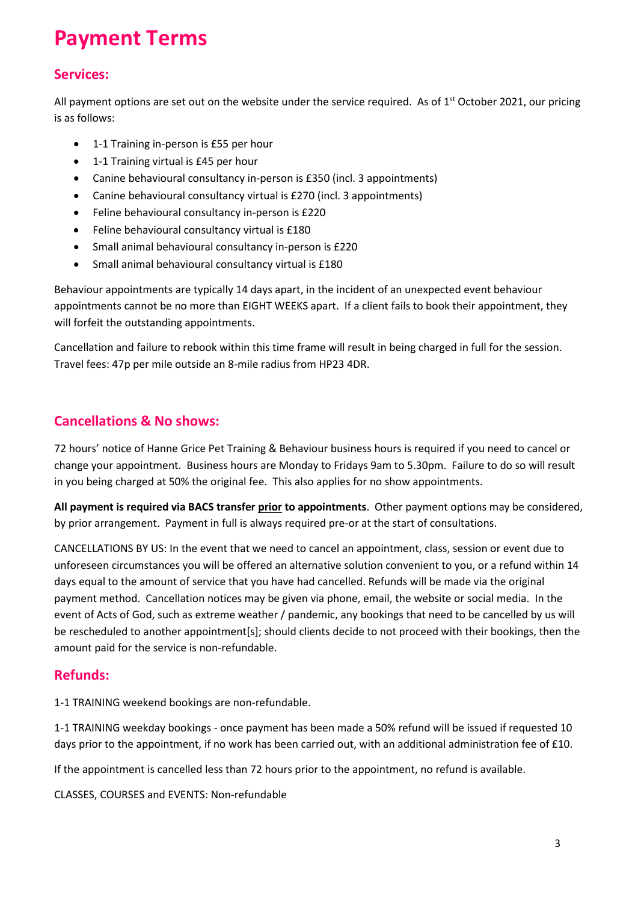# Payment Terms

## Services:

All payment options are set out on the website under the service required. As of 1st October 2021, our pricing is as follows:

- 1-1 Training in-person is £55 per hour
- 1-1 Training virtual is £45 per hour
- Canine behavioural consultancy in-person is £350 (incl. 3 appointments)
- Canine behavioural consultancy virtual is £270 (incl. 3 appointments)
- Feline behavioural consultancy in-person is £220
- Feline behavioural consultancy virtual is £180
- Small animal behavioural consultancy in-person is £220
- Small animal behavioural consultancy virtual is £180

Behaviour appointments are typically 14 days apart, in the incident of an unexpected event behaviour appointments cannot be no more than EIGHT WEEKS apart. If a client fails to book their appointment, they will forfeit the outstanding appointments.

Cancellation and failure to rebook within this time frame will result in being charged in full for the session. Travel fees: 47p per mile outside an 8-mile radius from HP23 4DR.

## Cancellations & No shows:

72 hours' notice of Hanne Grice Pet Training & Behaviour business hours is required if you need to cancel or change your appointment. Business hours are Monday to Fridays 9am to 5.30pm. Failure to do so will result in you being charged at 50% the original fee. This also applies for no show appointments.

**All payment is required via BACS transfer <u>prior</u> to appointments**. Other payment options may be considered, by prior arrangement. Payment in full is always required pre-or at the start of consultations.

CANCELLATIONS BY US: In the event that we need to cancel an appointment, class, session or event due to unforeseen circumstances you will be offered an alternative solution convenient to you, or a refund within 14 days equal to the amount of service that you have had cancelled. Refunds will be made via the original payment method. Cancellation notices may be given via phone, email, the website or social media. In the event of Acts of God, such as extreme weather / pandemic, any bookings that need to be cancelled by us will be rescheduled to another appointment[s]; should clients decide to not proceed with their bookings, then the amount paid for the service is non-refundable.

## Refunds:

1-1 TRAINING weekend bookings are non-refundable.

1-1 TRAINING weekday bookings - once payment has been made a 50% refund will be issued if requested 10 days prior to the appointment, if no work has been carried out, with an additional administration fee of £10.

If the appointment is cancelled less than 72 hours prior to the appointment, no refund is available.

CLASSES, COURSES and EVENTS: Non-refundable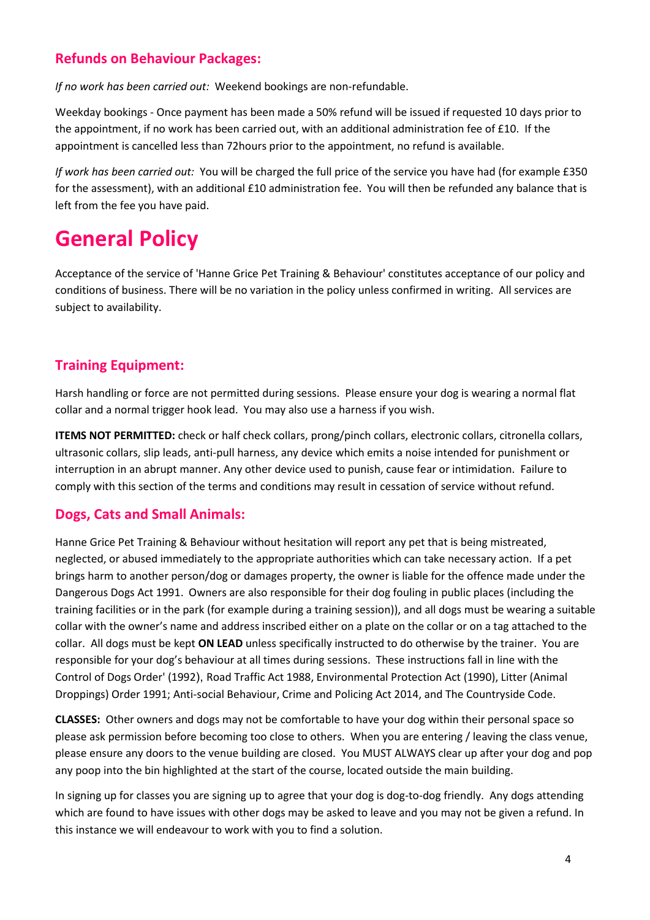### Refunds on Behaviour Packages:

*If no work has been carried out:* Weekend bookings are non-refundable.

Weekday bookings - Once payment has been made a 50% refund will be issued if requested 10 days prior to the appointment, if no work has been carried out, with an additional administration fee of £10. If the appointment is cancelled less than 72hours prior to the appointment, no refund is available.

*If work has been carried out:* You will be charged the full price of the service you have had (for example £350 for the assessment), with an additional £10 administration fee. You will then be refunded any balance that is left from the fee you have paid.

# General Policy

Acceptance of the service of 'Hanne Grice Pet Training & Behaviour' constitutes acceptance of our policy and conditions of business. There will be no variation in the policy unless confirmed in writing. All services are subject to availability.

### Training Equipment:

Harsh handling or force are not permitted during sessions. Please ensure your dog is wearing a normal flat collar and a normal trigger hook lead. You may also use a harness if you wish.

**ITEMS NOT PERMITTED:** check or half check collars, prong/pinch collars, electronic collars, citronella collars, ultrasonic collars, slip leads, anti-pull harness, any device which emits a noise intended for punishment or interruption in an abrupt manner. Any other device used to punish, cause fear or intimidation. Failure to comply with this section of the terms and conditions may result in cessation of service without refund.

### Dogs, Cats and Small Animals:

Hanne Grice Pet Training & Behaviour without hesitation will report any pet that is being mistreated, neglected, or abused immediately to the appropriate authorities which can take necessary action. If a pet brings harm to another person/dog or damages property, the owner is liable for the offence made under the Dangerous Dogs Act 1991. Owners are also responsible for their dog fouling in public places (including the training facilities or in the park (for example during a training session)), and all dogs must be wearing a suitable collar with the owner's name and address inscribed either on a plate on the collar or on a tag attached to the collar. All dogs must be kept **ON LEAD** unless specifically instructed to do otherwise by the trainer. You are responsible for your dog's behaviour at all times during sessions. These instructions fall in line with the Control of Dogs Order' (1992), Road Traffic Act 1988, Environmental Protection Act (1990), Litter (Animal Droppings) Order 1991; Anti-social Behaviour, Crime and Policing Act 2014, and The Countryside Code.

**CLASSES:** Other owners and dogs may not be comfortable to have your dog within their personal space so please ask permission before becoming too close to others. When you are entering / leaving the class venue, please ensure any doors to the venue building are closed. You MUST ALWAYS clear up after your dog and pop any poop into the bin highlighted at the start of the course, located outside the main building.

In signing up for classes you are signing up to agree that your dog is dog-to-dog friendly. Any dogs attending which are found to have issues with other dogs may be asked to leave and you may not be given a refund. In this instance we will endeavour to work with you to find a solution.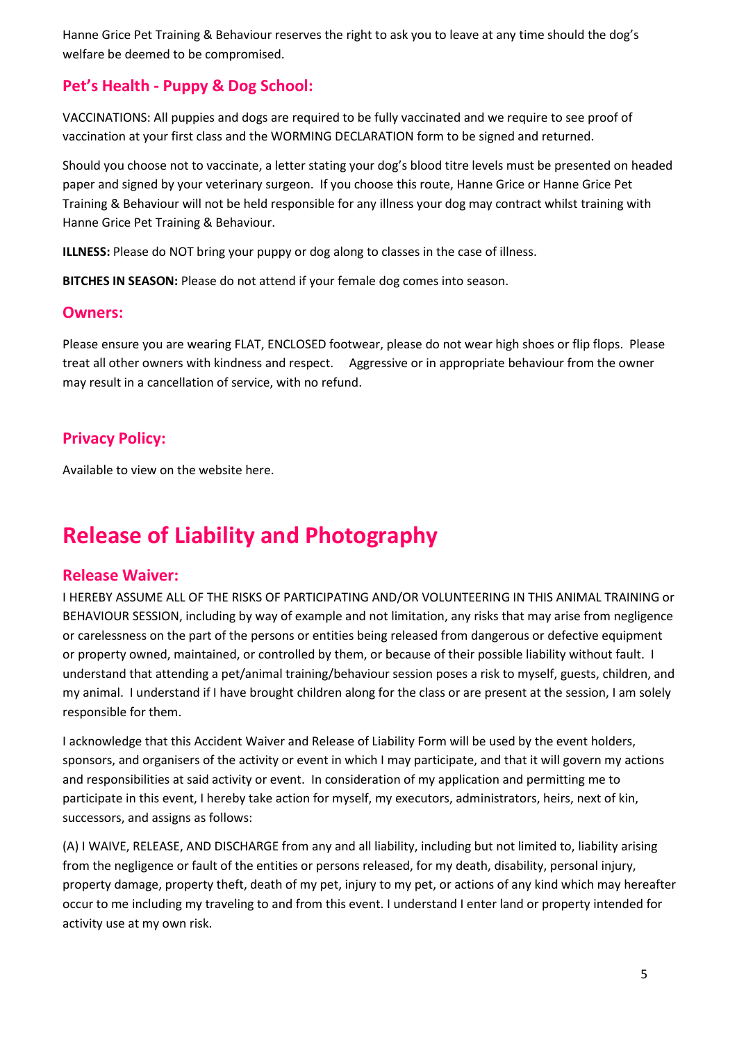Hanne Grice Pet Training & Behaviour reserves the right to ask you to leave at any time should the dog's welfare be deemed to be compromised.

### Pet's Health - Puppy & Dog School:

VACCINATIONS: All puppies and dogs are required to be fully vaccinated and we require to see proof of vaccination at your first class and the WORMING DECLARATION form to be signed and returned.

Should you choose not to vaccinate, a letter stating your dog's blood titre levels must be presented on headed paper and signed by your veterinary surgeon. If you choose this route, Hanne Grice or Hanne Grice Pet Training & Behaviour will not be held responsible for any illness your dog may contract whilst training with Hanne Grice Pet Training & Behaviour.

**ILLNESS:** Please do NOT bring your puppy or dog along to classes in the case of illness.

**BITCHES IN SEASON:** Please do not attend if your female dog comes into season.

### Owners:

Please ensure you are wearing FLAT, ENCLOSED footwear, please do not wear high shoes or flip flops. Please treat all other owners with kindness and respect. Aggressive or in appropriate behaviour from the owner may result in a cancellation of service, with no refund.

### Privacy Policy:

Available to view on the website here.

## Release of Liability and Photography

### Release Waiver:

I HEREBY ASSUME ALL OF THE RISKS OF PARTICIPATING AND/OR VOLUNTEERING IN THIS ANIMAL TRAINING or BEHAVIOUR SESSION, including by way of example and not limitation, any risks that may arise from negligence or carelessness on the part of the persons or entities being released from dangerous or defective equipment or property owned, maintained, or controlled by them, or because of their possible liability without fault. I understand that attending a pet/animal training/behaviour session poses a risk to myself, guests, children, and my animal. I understand if I have brought children along for the class or are present at the session, I am solely responsible for them.

I acknowledge that this Accident Waiver and Release of Liability Form will be used by the event holders, sponsors, and organisers of the activity or event in which I may participate, and that it will govern my actions and responsibilities at said activity or event. In consideration of my application and permitting me to participate in this event, I hereby take action for myself, my executors, administrators, heirs, next of kin, successors, and assigns as follows:

(A) I WAIVE, RELEASE, AND DISCHARGE from any and all liability, including but not limited to, liability arising from the negligence or fault of the entities or persons released, for my death, disability, personal injury, property damage, property theft, death of my pet, injury to my pet, or actions of any kind which may hereafter occur to me including my traveling to and from this event. I understand I enter land or property intended for activity use at my own risk.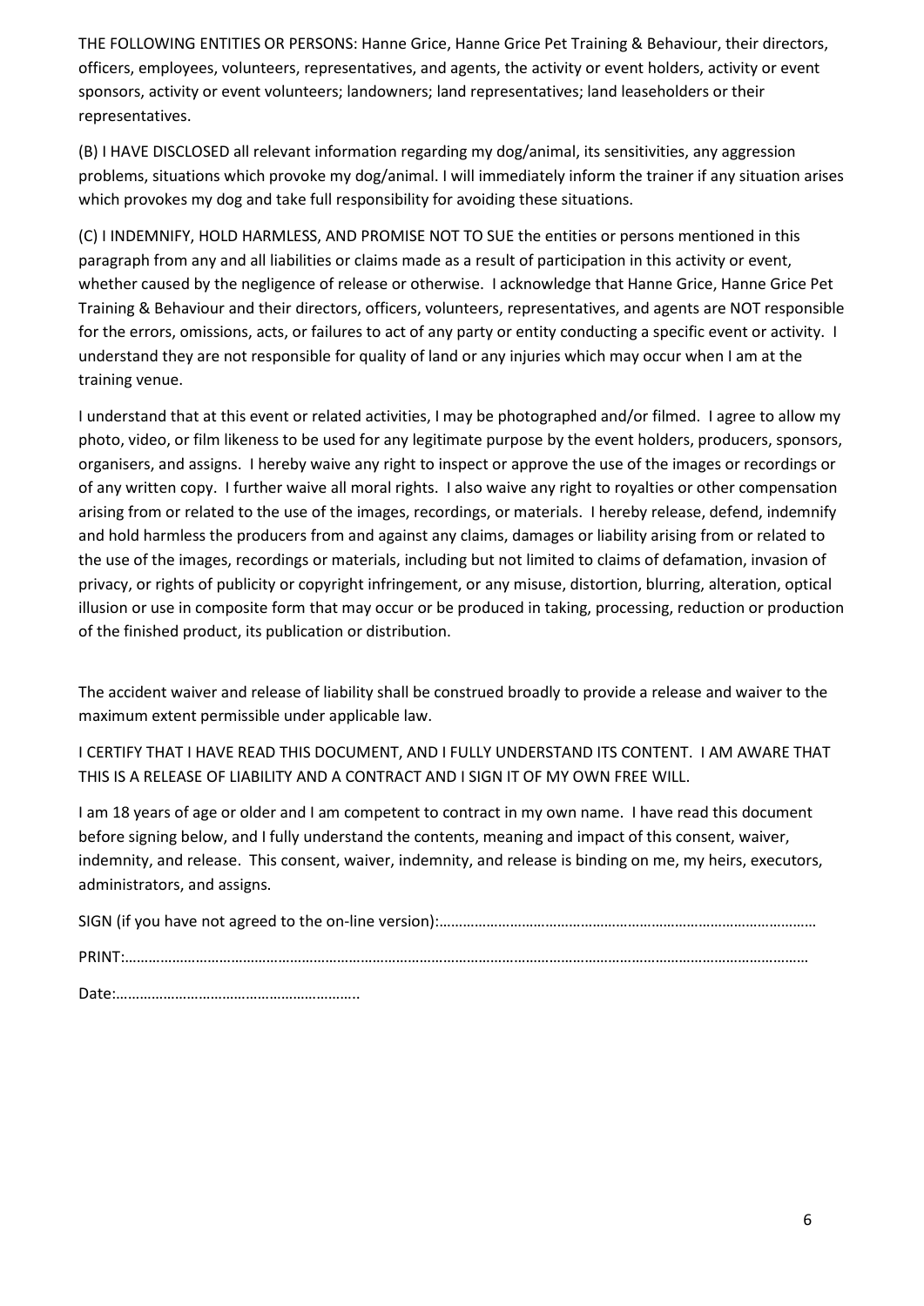THE FOLLOWING ENTITIES OR PERSONS: Hanne Grice, Hanne Grice Pet Training & Behaviour, their directors, officers, employees, volunteers, representatives, and agents, the activity or event holders, activity or event sponsors, activity or event volunteers; landowners; land representatives; land leaseholders or their representatives.

(B) I HAVE DISCLOSED all relevant information regarding my dog/animal, its sensitivities, any aggression problems, situations which provoke my dog/animal. I will immediately inform the trainer if any situation arises which provokes my dog and take full responsibility for avoiding these situations.

(C) I INDEMNIFY, HOLD HARMLESS, AND PROMISE NOT TO SUE the entities or persons mentioned in this paragraph from any and all liabilities or claims made as a result of participation in this activity or event, whether caused by the negligence of release or otherwise. I acknowledge that Hanne Grice, Hanne Grice Pet Training & Behaviour and their directors, officers, volunteers, representatives, and agents are NOT responsible for the errors, omissions, acts, or failures to act of any party or entity conducting a specific event or activity. I understand they are not responsible for quality of land or any injuries which may occur when I am at the training venue.

I understand that at this event or related activities, I may be photographed and/or filmed. I agree to allow my photo, video, or film likeness to be used for any legitimate purpose by the event holders, producers, sponsors, organisers, and assigns. I hereby waive any right to inspect or approve the use of the images or recordings or of any written copy. I further waive all moral rights. I also waive any right to royalties or other compensation arising from or related to the use of the images, recordings, or materials. I hereby release, defend, indemnify and hold harmless the producers from and against any claims, damages or liability arising from or related to the use of the images, recordings or materials, including but not limited to claims of defamation, invasion of privacy, or rights of publicity or copyright infringement, or any misuse, distortion, blurring, alteration, optical illusion or use in composite form that may occur or be produced in taking, processing, reduction or production of the finished product, its publication or distribution.

The accident waiver and release of liability shall be construed broadly to provide a release and waiver to the maximum extent permissible under applicable law.

I CERTIFY THAT I HAVE READ THIS DOCUMENT, AND I FULLY UNDERSTAND ITS CONTENT. I AM AWARE THAT THIS IS A RELEASE OF LIABILITY AND A CONTRACT AND I SIGN IT OF MY OWN FREE WILL.

I am 18 years of age or older and I am competent to contract in my own name. I have read this document before signing below, and I fully understand the contents, meaning and impact of this consent, waiver, indemnity, and release. This consent, waiver, indemnity, and release is binding on me, my heirs, executors, administrators, and assigns.

SIGN (if you have not agreed to the on-line version):…………………………………………………………………………………

PRINT:………………………………………………………………………………………………………………………………………………

Date:……………………………………………………..